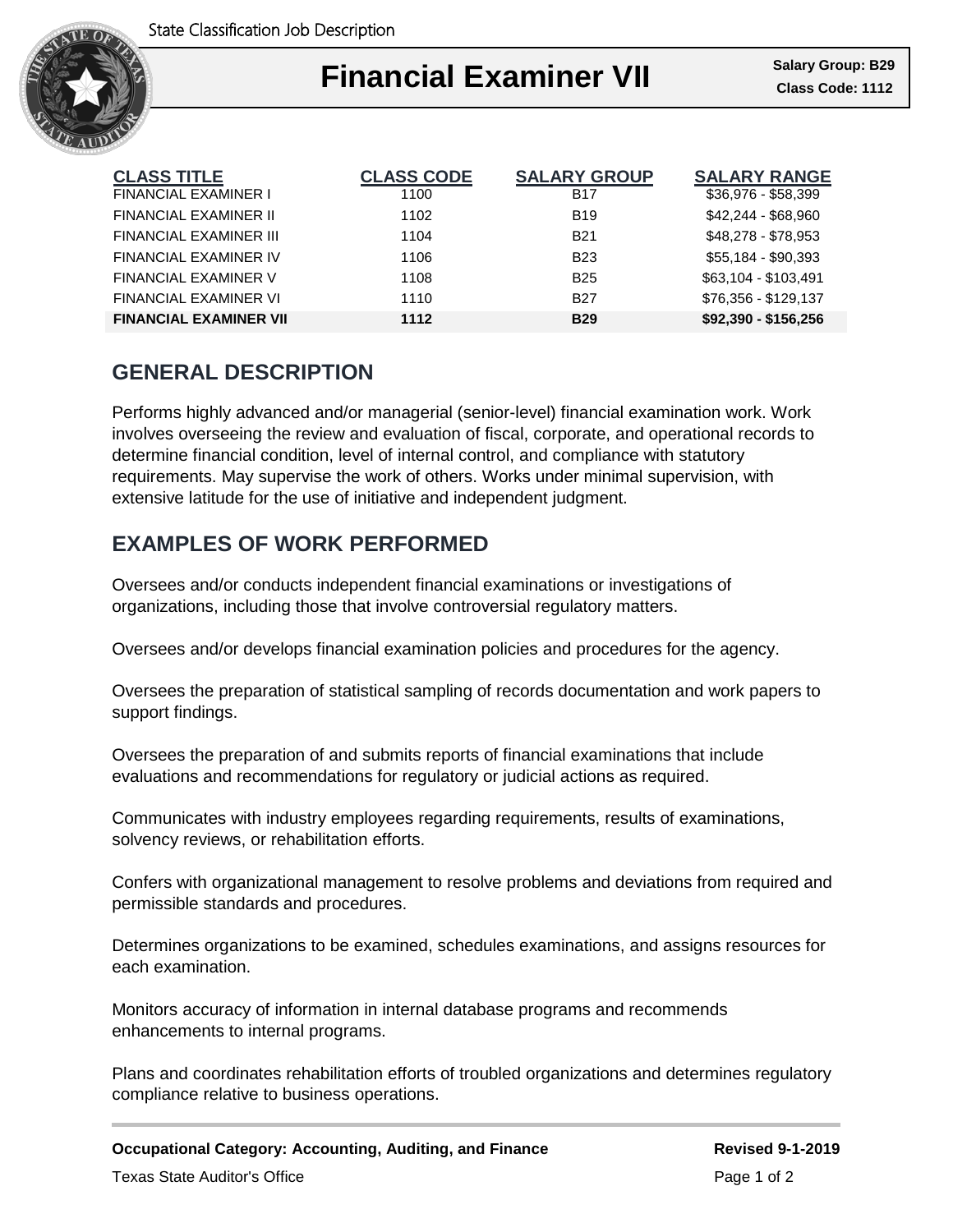State Classification Job Description

# Financial Examiner VII

**Salary Group: B29**
**Class Code: 1112**

| CLASS TITLE | CLASS CODE | SALARY GROUP | SALARY RANGE |
|---|---|---|---|
| FINANCIAL EXAMINER I | 1100 | B17 | $36,976 - $58,399 |
| FINANCIAL EXAMINER II | 1102 | B19 | $42,244 - $68,960 |
| FINANCIAL EXAMINER III | 1104 | B21 | $48,278 - $78,953 |
| FINANCIAL EXAMINER IV | 1106 | B23 | $55,184 - $90,393 |
| FINANCIAL EXAMINER V | 1108 | B25 | $63,104 - $103,491 |
| FINANCIAL EXAMINER VI | 1110 | B27 | $76,356 - $129,137 |
| **FINANCIAL EXAMINER VII** | **1112** | **B29** | **$92,390 - $156,256** |

## GENERAL DESCRIPTION

Performs highly advanced and/or managerial (senior-level) financial examination work. Work involves overseeing the review and evaluation of fiscal, corporate, and operational records to determine financial condition, level of internal control, and compliance with statutory requirements. May supervise the work of others. Works under minimal supervision, with extensive latitude for the use of initiative and independent judgment.

## EXAMPLES OF WORK PERFORMED

Oversees and/or conducts independent financial examinations or investigations of organizations, including those that involve controversial regulatory matters.

Oversees and/or develops financial examination policies and procedures for the agency.

Oversees the preparation of statistical sampling of records documentation and work papers to support findings.

Oversees the preparation of and submits reports of financial examinations that include evaluations and recommendations for regulatory or judicial actions as required.

Communicates with industry employees regarding requirements, results of examinations, solvency reviews, or rehabilitation efforts.

Confers with organizational management to resolve problems and deviations from required and permissible standards and procedures.

Determines organizations to be examined, schedules examinations, and assigns resources for each examination.

Monitors accuracy of information in internal database programs and recommends enhancements to internal programs.

Plans and coordinates rehabilitation efforts of troubled organizations and determines regulatory compliance relative to business operations.

**Occupational Category: Accounting, Auditing, and Finance** **Revised 9-1-2019**

Texas State Auditor's Office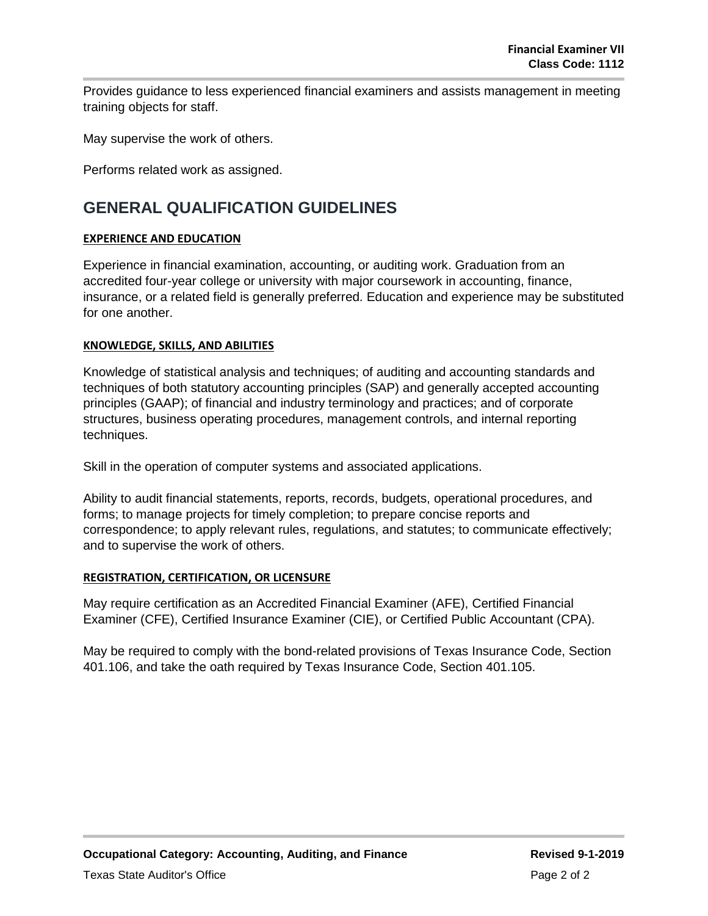Provides guidance to less experienced financial examiners and assists management in meeting training objects for staff.

May supervise the work of others.

Performs related work as assigned.

## GENERAL QUALIFICATION GUIDELINES

### EXPERIENCE AND EDUCATION

Experience in financial examination, accounting, or auditing work. Graduation from an accredited four-year college or university with major coursework in accounting, finance, insurance, or a related field is generally preferred. Education and experience may be substituted for one another.

### KNOWLEDGE, SKILLS, AND ABILITIES

Knowledge of statistical analysis and techniques; of auditing and accounting standards and techniques of both statutory accounting principles (SAP) and generally accepted accounting principles (GAAP); of financial and industry terminology and practices; and of corporate structures, business operating procedures, management controls, and internal reporting techniques.

Skill in the operation of computer systems and associated applications.

Ability to audit financial statements, reports, records, budgets, operational procedures, and forms; to manage projects for timely completion; to prepare concise reports and correspondence; to apply relevant rules, regulations, and statutes; to communicate effectively; and to supervise the work of others.

### REGISTRATION, CERTIFICATION, OR LICENSURE

May require certification as an Accredited Financial Examiner (AFE), Certified Financial Examiner (CFE), Certified Insurance Examiner (CIE), or Certified Public Accountant (CPA).

May be required to comply with the bond-related provisions of Texas Insurance Code, Section 401.106, and take the oath required by Texas Insurance Code, Section 401.105.